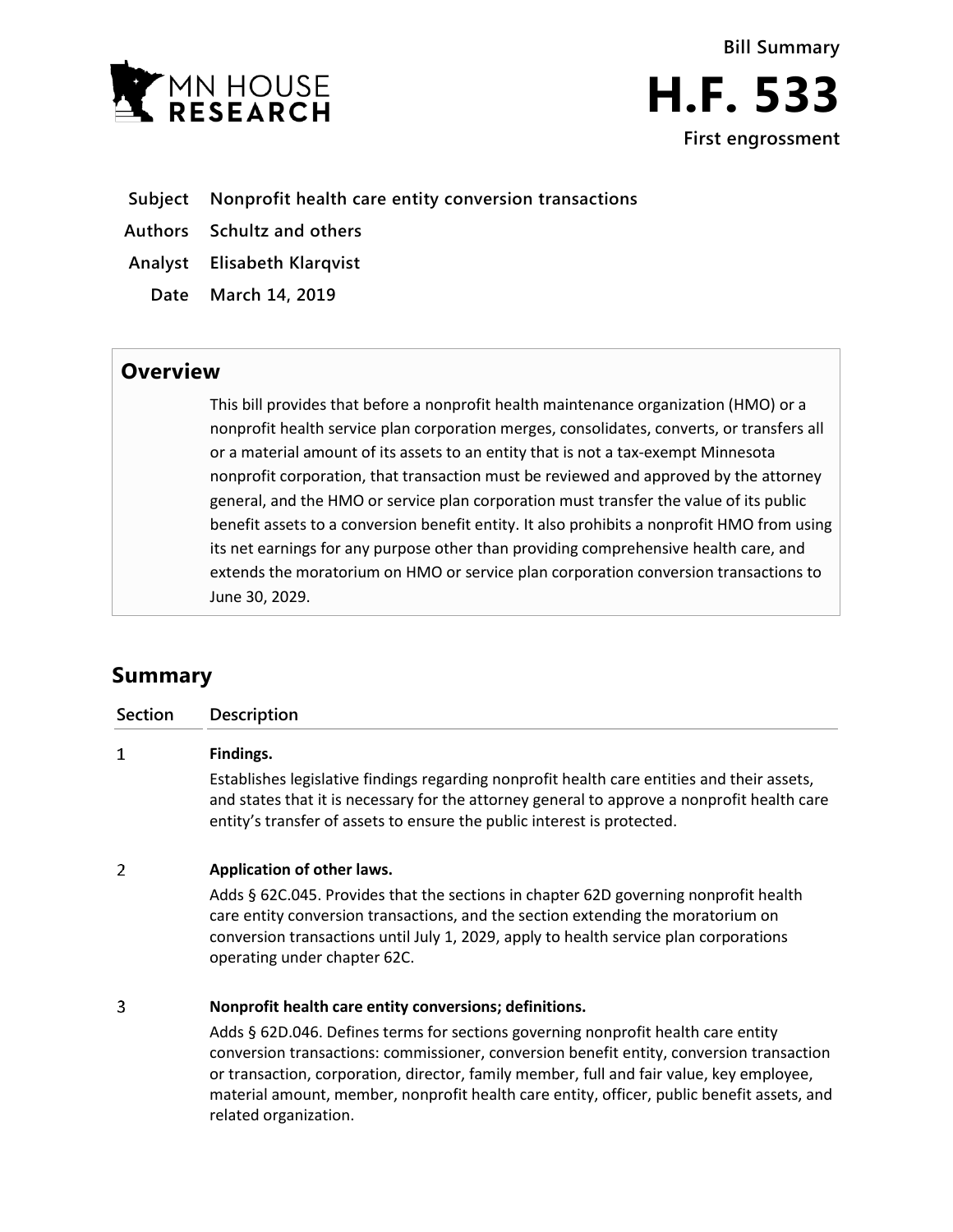Bill Summary

# H.F. 533

First engrossment

| | |
|---|---|
| **Subject** | **Nonprofit health care entity conversion transactions** |
| **Authors** | **Schultz and others** |
| **Analyst** | **Elisabeth Klarqvist** |
| **Date** | **March 14, 2019** |

## Overview

This bill provides that before a nonprofit health maintenance organization (HMO) or a nonprofit health service plan corporation merges, consolidates, converts, or transfers all or a material amount of its assets to an entity that is not a tax-exempt Minnesota nonprofit corporation, that transaction must be reviewed and approved by the attorney general, and the HMO or service plan corporation must transfer the value of its public benefit assets to a conversion benefit entity. It also prohibits a nonprofit HMO from using its net earnings for any purpose other than providing comprehensive health care, and extends the moratorium on HMO or service plan corporation conversion transactions to June 30, 2029.

## Summary

| Section | Description |
|---|---|
| 1 | **Findings.**<br>Establishes legislative findings regarding nonprofit health care entities and their assets, and states that it is necessary for the attorney general to approve a nonprofit health care entity's transfer of assets to ensure the public interest is protected. |
| 2 | **Application of other laws.**<br>Adds § 62C.045. Provides that the sections in chapter 62D governing nonprofit health care entity conversion transactions, and the section extending the moratorium on conversion transactions until July 1, 2029, apply to health service plan corporations operating under chapter 62C. |
| 3 | **Nonprofit health care entity conversions; definitions.**<br>Adds § 62D.046. Defines terms for sections governing nonprofit health care entity conversion transactions: commissioner, conversion benefit entity, conversion transaction or transaction, corporation, director, family member, full and fair value, key employee, material amount, member, nonprofit health care entity, officer, public benefit assets, and related organization. |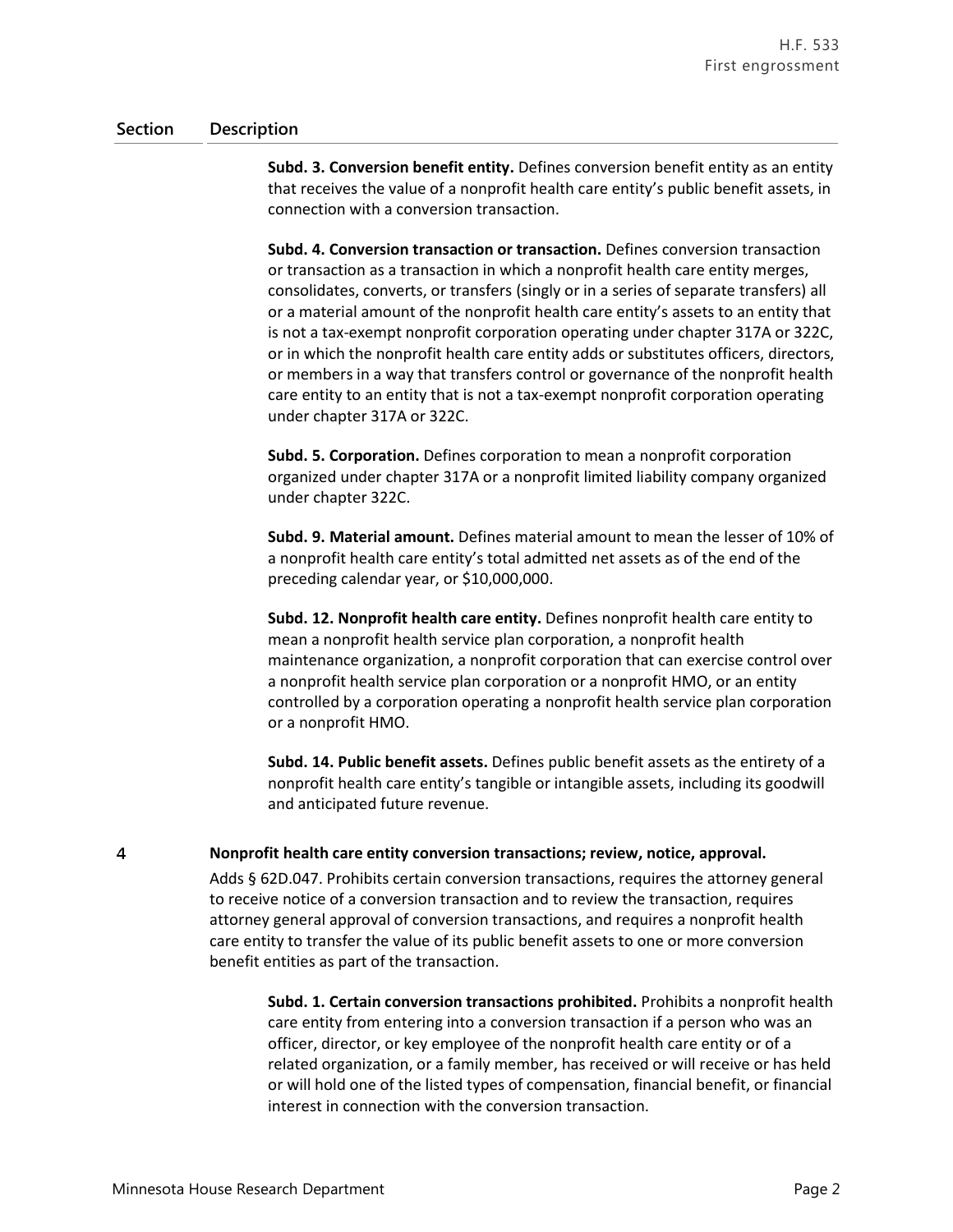| Section | Description |
|---|---|
| | **Subd. 3. Conversion benefit entity.** Defines conversion benefit entity as an entity that receives the value of a nonprofit health care entity's public benefit assets, in connection with a conversion transaction. |
| | **Subd. 4. Conversion transaction or transaction.** Defines conversion transaction or transaction as a transaction in which a nonprofit health care entity merges, consolidates, converts, or transfers (singly or in a series of separate transfers) all or a material amount of the nonprofit health care entity's assets to an entity that is not a tax-exempt nonprofit corporation operating under chapter 317A or 322C, or in which the nonprofit health care entity adds or substitutes officers, directors, or members in a way that transfers control or governance of the nonprofit health care entity to an entity that is not a tax-exempt nonprofit corporation operating under chapter 317A or 322C. |
| | **Subd. 5. Corporation.** Defines corporation to mean a nonprofit corporation organized under chapter 317A or a nonprofit limited liability company organized under chapter 322C. |
| | **Subd. 9. Material amount.** Defines material amount to mean the lesser of 10% of a nonprofit health care entity's total admitted net assets as of the end of the preceding calendar year, or $10,000,000. |
| | **Subd. 12. Nonprofit health care entity.** Defines nonprofit health care entity to mean a nonprofit health service plan corporation, a nonprofit health maintenance organization, a nonprofit corporation that can exercise control over a nonprofit health service plan corporation or a nonprofit HMO, or an entity controlled by a corporation operating a nonprofit health service plan corporation or a nonprofit HMO. |
| | **Subd. 14. Public benefit assets.** Defines public benefit assets as the entirety of a nonprofit health care entity's tangible or intangible assets, including its goodwill and anticipated future revenue. |
| 4 | **Nonprofit health care entity conversion transactions; review, notice, approval.** Adds § 62D.047. Prohibits certain conversion transactions, requires the attorney general to receive notice of a conversion transaction and to review the transaction, requires attorney general approval of conversion transactions, and requires a nonprofit health care entity to transfer the value of its public benefit assets to one or more conversion benefit entities as part of the transaction. |
| | **Subd. 1. Certain conversion transactions prohibited.** Prohibits a nonprofit health care entity from entering into a conversion transaction if a person who was an officer, director, or key employee of the nonprofit health care entity or of a related organization, or a family member, has received or will receive or has held or will hold one of the listed types of compensation, financial benefit, or financial interest in connection with the conversion transaction. |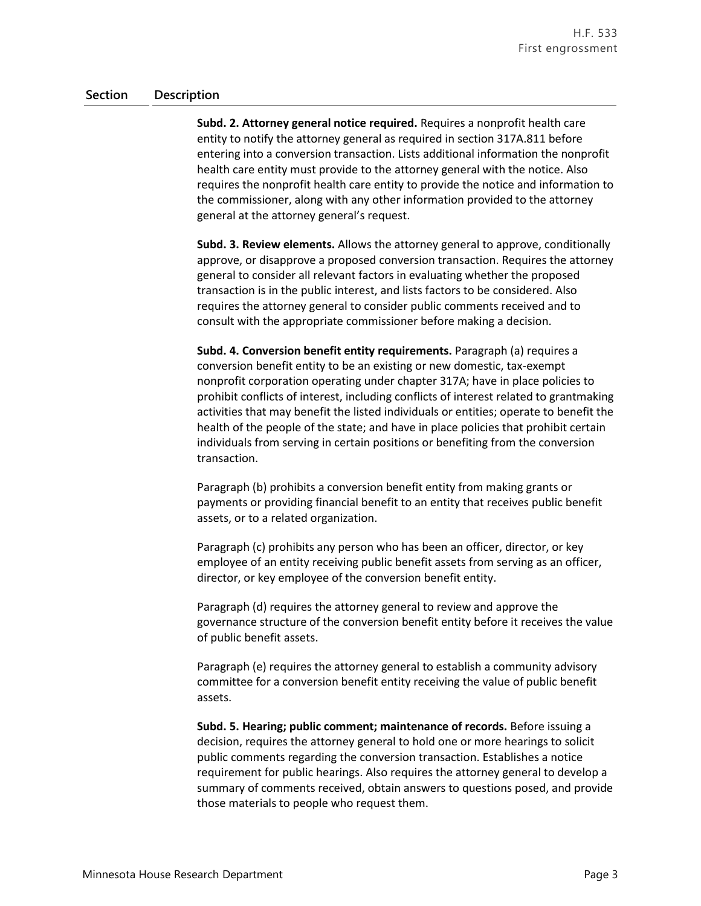| Section | Description |
|---|---|
| | **Subd. 2. Attorney general notice required.** Requires a nonprofit health care entity to notify the attorney general as required in section 317A.811 before entering into a conversion transaction. Lists additional information the nonprofit health care entity must provide to the attorney general with the notice. Also requires the nonprofit health care entity to provide the notice and information to the commissioner, along with any other information provided to the attorney general at the attorney general's request. |
| | **Subd. 3. Review elements.** Allows the attorney general to approve, conditionally approve, or disapprove a proposed conversion transaction. Requires the attorney general to consider all relevant factors in evaluating whether the proposed transaction is in the public interest, and lists factors to be considered. Also requires the attorney general to consider public comments received and to consult with the appropriate commissioner before making a decision. |
| | **Subd. 4. Conversion benefit entity requirements.** Paragraph (a) requires a conversion benefit entity to be an existing or new domestic, tax-exempt nonprofit corporation operating under chapter 317A; have in place policies to prohibit conflicts of interest, including conflicts of interest related to grantmaking activities that may benefit the listed individuals or entities; operate to benefit the health of the people of the state; and have in place policies that prohibit certain individuals from serving in certain positions or benefiting from the conversion transaction. |
| | Paragraph (b) prohibits a conversion benefit entity from making grants or payments or providing financial benefit to an entity that receives public benefit assets, or to a related organization. |
| | Paragraph (c) prohibits any person who has been an officer, director, or key employee of an entity receiving public benefit assets from serving as an officer, director, or key employee of the conversion benefit entity. |
| | Paragraph (d) requires the attorney general to review and approve the governance structure of the conversion benefit entity before it receives the value of public benefit assets. |
| | Paragraph (e) requires the attorney general to establish a community advisory committee for a conversion benefit entity receiving the value of public benefit assets. |
| | **Subd. 5. Hearing; public comment; maintenance of records.** Before issuing a decision, requires the attorney general to hold one or more hearings to solicit public comments regarding the conversion transaction. Establishes a notice requirement for public hearings. Also requires the attorney general to develop a summary of comments received, obtain answers to questions posed, and provide those materials to people who request them. |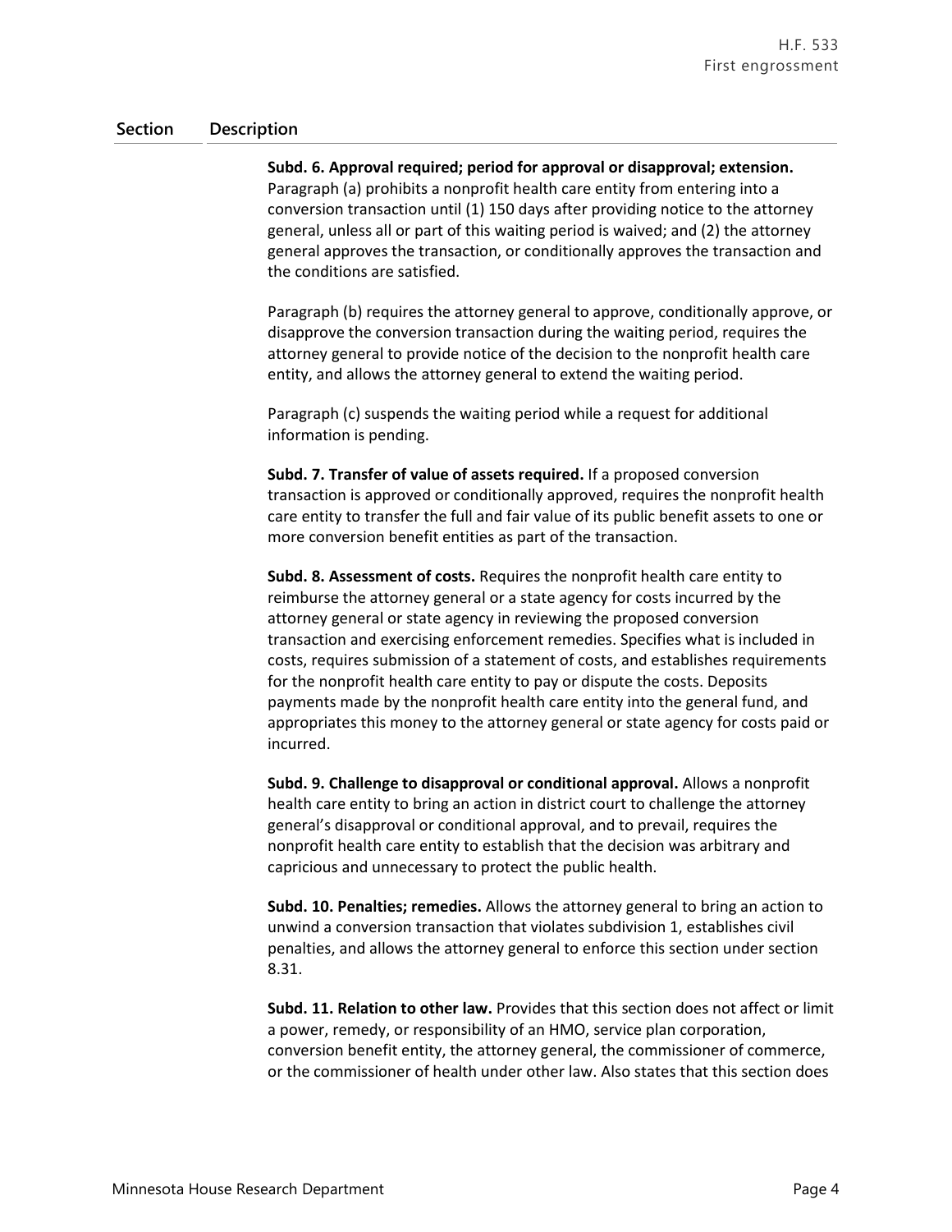| Section | Description |
|---|---|
| | **Subd. 6. Approval required; period for approval or disapproval; extension.** Paragraph (a) prohibits a nonprofit health care entity from entering into a conversion transaction until (1) 150 days after providing notice to the attorney general, unless all or part of this waiting period is waived; and (2) the attorney general approves the transaction, or conditionally approves the transaction and the conditions are satisfied.<br><br>Paragraph (b) requires the attorney general to approve, conditionally approve, or disapprove the conversion transaction during the waiting period, requires the attorney general to provide notice of the decision to the nonprofit health care entity, and allows the attorney general to extend the waiting period.<br><br>Paragraph (c) suspends the waiting period while a request for additional information is pending.<br><br>**Subd. 7. Transfer of value of assets required.** If a proposed conversion transaction is approved or conditionally approved, requires the nonprofit health care entity to transfer the full and fair value of its public benefit assets to one or more conversion benefit entities as part of the transaction.<br><br>**Subd. 8. Assessment of costs.** Requires the nonprofit health care entity to reimburse the attorney general or a state agency for costs incurred by the attorney general or state agency in reviewing the proposed conversion transaction and exercising enforcement remedies. Specifies what is included in costs, requires submission of a statement of costs, and establishes requirements for the nonprofit health care entity to pay or dispute the costs. Deposits payments made by the nonprofit health care entity into the general fund, and appropriates this money to the attorney general or state agency for costs paid or incurred.<br><br>**Subd. 9. Challenge to disapproval or conditional approval.** Allows a nonprofit health care entity to bring an action in district court to challenge the attorney general's disapproval or conditional approval, and to prevail, requires the nonprofit health care entity to establish that the decision was arbitrary and capricious and unnecessary to protect the public health.<br><br>**Subd. 10. Penalties; remedies.** Allows the attorney general to bring an action to unwind a conversion transaction that violates subdivision 1, establishes civil penalties, and allows the attorney general to enforce this section under section 8.31.<br><br>**Subd. 11. Relation to other law.** Provides that this section does not affect or limit a power, remedy, or responsibility of an HMO, service plan corporation, conversion benefit entity, the attorney general, the commissioner of commerce, or the commissioner of health under other law. Also states that this section does |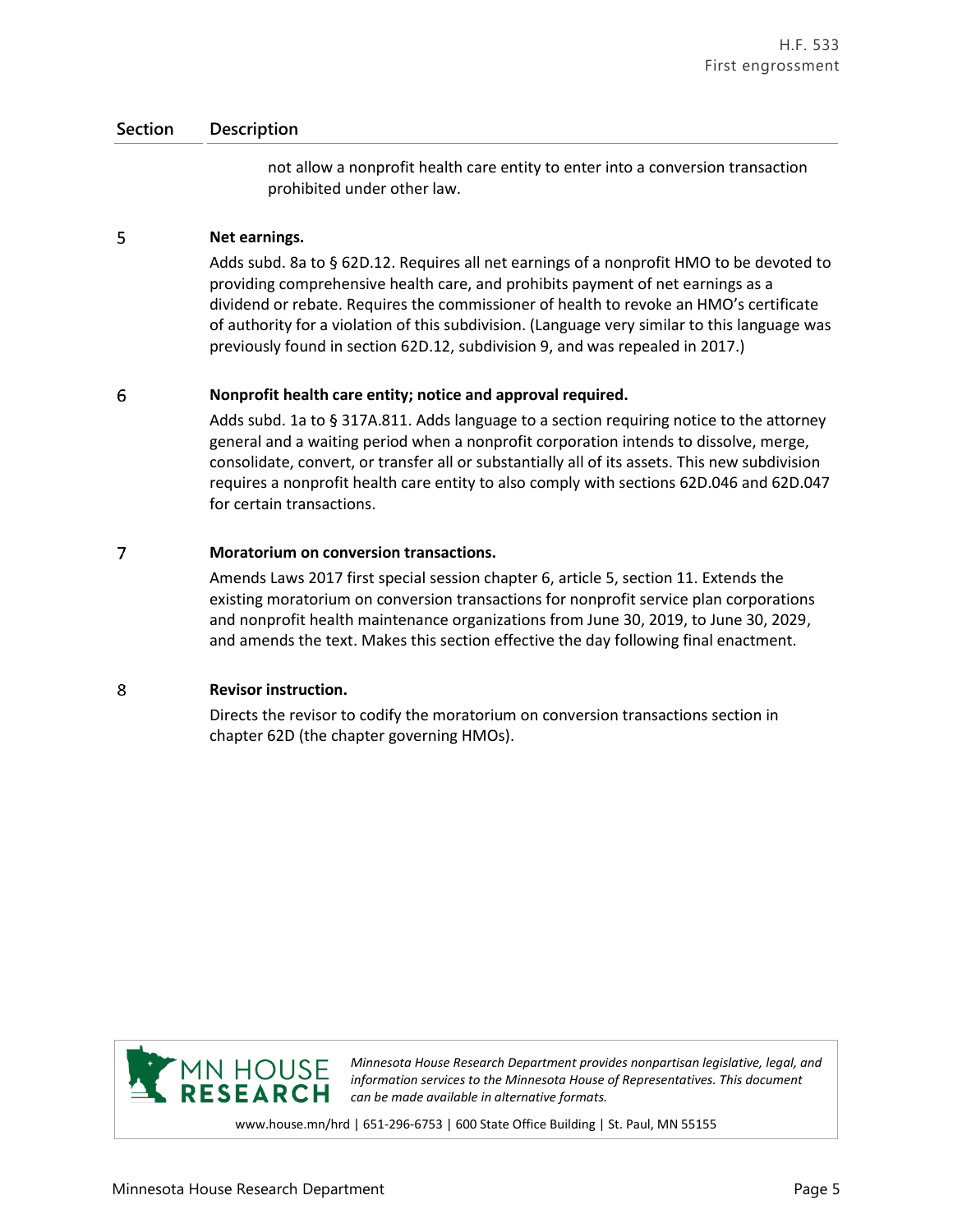| Section | Description |
| --- | --- |
| | not allow a nonprofit health care entity to enter into a conversion transaction prohibited under other law. |
| 5 | **Net earnings.** Adds subd. 8a to § 62D.12. Requires all net earnings of a nonprofit HMO to be devoted to providing comprehensive health care, and prohibits payment of net earnings as a dividend or rebate. Requires the commissioner of health to revoke an HMO's certificate of authority for a violation of this subdivision. (Language very similar to this language was previously found in section 62D.12, subdivision 9, and was repealed in 2017.) |
| 6 | **Nonprofit health care entity; notice and approval required.** Adds subd. 1a to § 317A.811. Adds language to a section requiring notice to the attorney general and a waiting period when a nonprofit corporation intends to dissolve, merge, consolidate, convert, or transfer all or substantially all of its assets. This new subdivision requires a nonprofit health care entity to also comply with sections 62D.046 and 62D.047 for certain transactions. |
| 7 | **Moratorium on conversion transactions.** Amends Laws 2017 first special session chapter 6, article 5, section 11. Extends the existing moratorium on conversion transactions for nonprofit service plan corporations and nonprofit health maintenance organizations from June 30, 2019, to June 30, 2029, and amends the text. Makes this section effective the day following final enactment. |
| 8 | **Revisor instruction.** Directs the revisor to codify the moratorium on conversion transactions section in chapter 62D (the chapter governing HMOs). |

MN HOUSE RESEARCH

*Minnesota House Research Department provides nonpartisan legislative, legal, and information services to the Minnesota House of Representatives. This document can be made available in alternative formats.*

www.house.mn/hrd | 651-296-6753 | 600 State Office Building | St. Paul, MN 55155